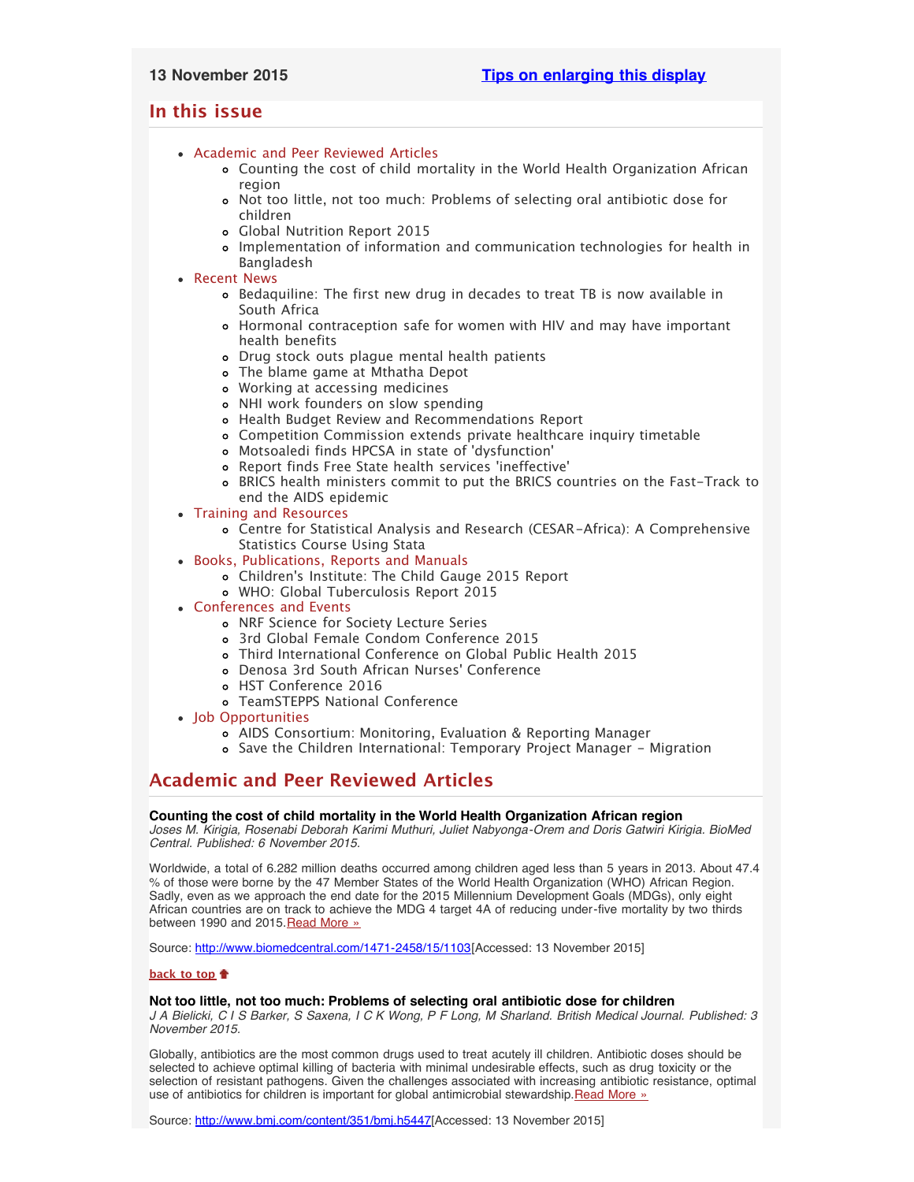**13 November 2015** **Tips on enlarging this display**

## In this issue

- Academic and Peer Reviewed Articles
  - Counting the cost of child mortality in the World Health Organization African region
  - Not too little, not too much: Problems of selecting oral antibiotic dose for children
  - Global Nutrition Report 2015
  - Implementation of information and communication technologies for health in Bangladesh
- Recent News
  - Bedaquiline: The first new drug in decades to treat TB is now available in South Africa
  - Hormonal contraception safe for women with HIV and may have important health benefits
  - Drug stock outs plague mental health patients
  - The blame game at Mthatha Depot
  - Working at accessing medicines
  - NHI work founders on slow spending
  - Health Budget Review and Recommendations Report
  - Competition Commission extends private healthcare inquiry timetable
  - Motsoaledi finds HPCSA in state of 'dysfunction'
  - Report finds Free State health services 'ineffective'
  - BRICS health ministers commit to put the BRICS countries on the Fast-Track to end the AIDS epidemic
- Training and Resources
  - Centre for Statistical Analysis and Research (CESAR-Africa): A Comprehensive Statistics Course Using Stata
- Books, Publications, Reports and Manuals
  - Children's Institute: The Child Gauge 2015 Report
  - WHO: Global Tuberculosis Report 2015
- Conferences and Events
  - NRF Science for Society Lecture Series
  - 3rd Global Female Condom Conference 2015
  - Third International Conference on Global Public Health 2015
  - Denosa 3rd South African Nurses' Conference
  - HST Conference 2016
  - TeamSTEPPS National Conference
- Job Opportunities
  - AIDS Consortium: Monitoring, Evaluation & Reporting Manager
  - Save the Children International: Temporary Project Manager - Migration

## Academic and Peer Reviewed Articles

**Counting the cost of child mortality in the World Health Organization African region**
*Joses M. Kirigia, Rosenabi Deborah Karimi Muthuri, Juliet Nabyonga-Orem and Doris Gatwiri Kirigia. BioMed Central. Published: 6 November 2015.*

Worldwide, a total of 6.282 million deaths occurred among children aged less than 5 years in 2013. About 47.4 % of those were borne by the 47 Member States of the World Health Organization (WHO) African Region. Sadly, even as we approach the end date for the 2015 Millennium Development Goals (MDGs), only eight African countries are on track to achieve the MDG 4 target 4A of reducing under-five mortality by two thirds between 1990 and 2015.Read More »

Source: http://www.biomedcentral.com/1471-2458/15/1103[Accessed: 13 November 2015]

**back to top**

**Not too little, not too much: Problems of selecting oral antibiotic dose for children**
*J A Bielicki, C I S Barker, S Saxena, I C K Wong, P F Long, M Sharland. British Medical Journal. Published: 3 November 2015.*

Globally, antibiotics are the most common drugs used to treat acutely ill children. Antibiotic doses should be selected to achieve optimal killing of bacteria with minimal undesirable effects, such as drug toxicity or the selection of resistant pathogens. Given the challenges associated with increasing antibiotic resistance, optimal use of antibiotics for children is important for global antimicrobial stewardship.Read More »

Source: http://www.bmj.com/content/351/bmj.h5447[Accessed: 13 November 2015]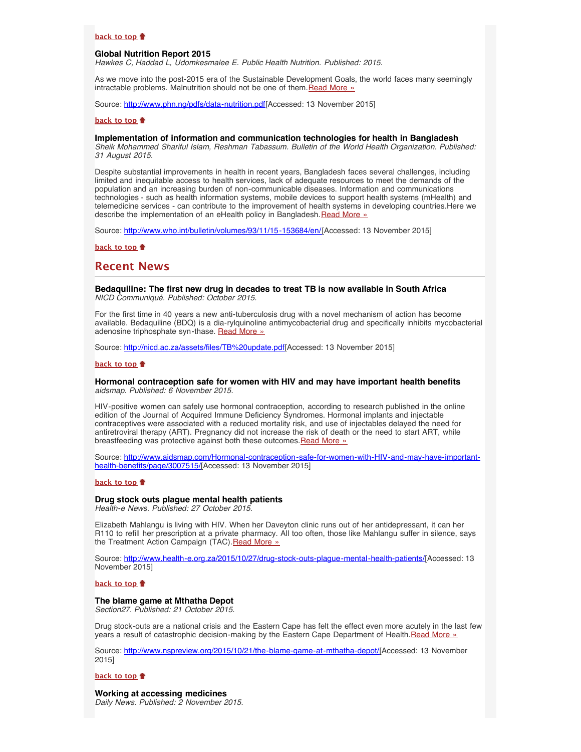**back to top**

**Global Nutrition Report 2015**
*Hawkes C, Haddad L, Udomkesmalee E. Public Health Nutrition. Published: 2015.*

As we move into the post-2015 era of the Sustainable Development Goals, the world faces many seemingly intractable problems. Malnutrition should not be one of them. Read More »

Source: http://www.phn.ng/pdfs/data-nutrition.pdf[Accessed: 13 November 2015]

**back to top**

**Implementation of information and communication technologies for health in Bangladesh**
*Sheik Mohammed Shariful Islam, Reshman Tabassum. Bulletin of the World Health Organization. Published: 31 August 2015.*

Despite substantial improvements in health in recent years, Bangladesh faces several challenges, including limited and inequitable access to health services, lack of adequate resources to meet the demands of the population and an increasing burden of non-communicable diseases. Information and communications technologies - such as health information systems, mobile devices to support health systems (mHealth) and telemedicine services - can contribute to the improvement of health systems in developing countries.Here we describe the implementation of an eHealth policy in Bangladesh. Read More »

Source: http://www.who.int/bulletin/volumes/93/11/15-153684/en/[Accessed: 13 November 2015]

**back to top**

## Recent News

**Bedaquiline: The first new drug in decades to treat TB is now available in South Africa**
*NICD Communiqué. Published: October 2015.*

For the first time in 40 years a new anti-tuberculosis drug with a novel mechanism of action has become available. Bedaquiline (BDQ) is a dia-rylquinoline antimycobacterial drug and specifically inhibits mycobacterial adenosine triphosphate syn-thase. Read More »

Source: http://nicd.ac.za/assets/files/TB%20update.pdf[Accessed: 13 November 2015]

**back to top**

**Hormonal contraception safe for women with HIV and may have important health benefits**
*aidsmap. Published: 6 November 2015.*

HIV-positive women can safely use hormonal contraception, according to research published in the online edition of the Journal of Acquired Immune Deficiency Syndromes. Hormonal implants and injectable contraceptives were associated with a reduced mortality risk, and use of injectables delayed the need for antiretroviral therapy (ART). Pregnancy did not increase the risk of death or the need to start ART, while breastfeeding was protective against both these outcomes. Read More »

Source: http://www.aidsmap.com/Hormonal-contraception-safe-for-women-with-HIV-and-may-have-important-health-benefits/page/3007515/[Accessed: 13 November 2015]

**back to top**

**Drug stock outs plague mental health patients**
*Health-e News. Published: 27 October 2015.*

Elizabeth Mahlangu is living with HIV. When her Daveyton clinic runs out of her antidepressant, it can her R110 to refill her prescription at a private pharmacy. All too often, those like Mahlangu suffer in silence, says the Treatment Action Campaign (TAC). Read More »

Source: http://www.health-e.org.za/2015/10/27/drug-stock-outs-plague-mental-health-patients/[Accessed: 13 November 2015]

**back to top**

**The blame game at Mthatha Depot**
*Section27. Published: 21 October 2015.*

Drug stock-outs are a national crisis and the Eastern Cape has felt the effect even more acutely in the last few years a result of catastrophic decision-making by the Eastern Cape Department of Health. Read More »

Source: http://www.nspreview.org/2015/10/21/the-blame-game-at-mthatha-depot/[Accessed: 13 November 2015]

**back to top**

**Working at accessing medicines**
*Daily News. Published: 2 November 2015.*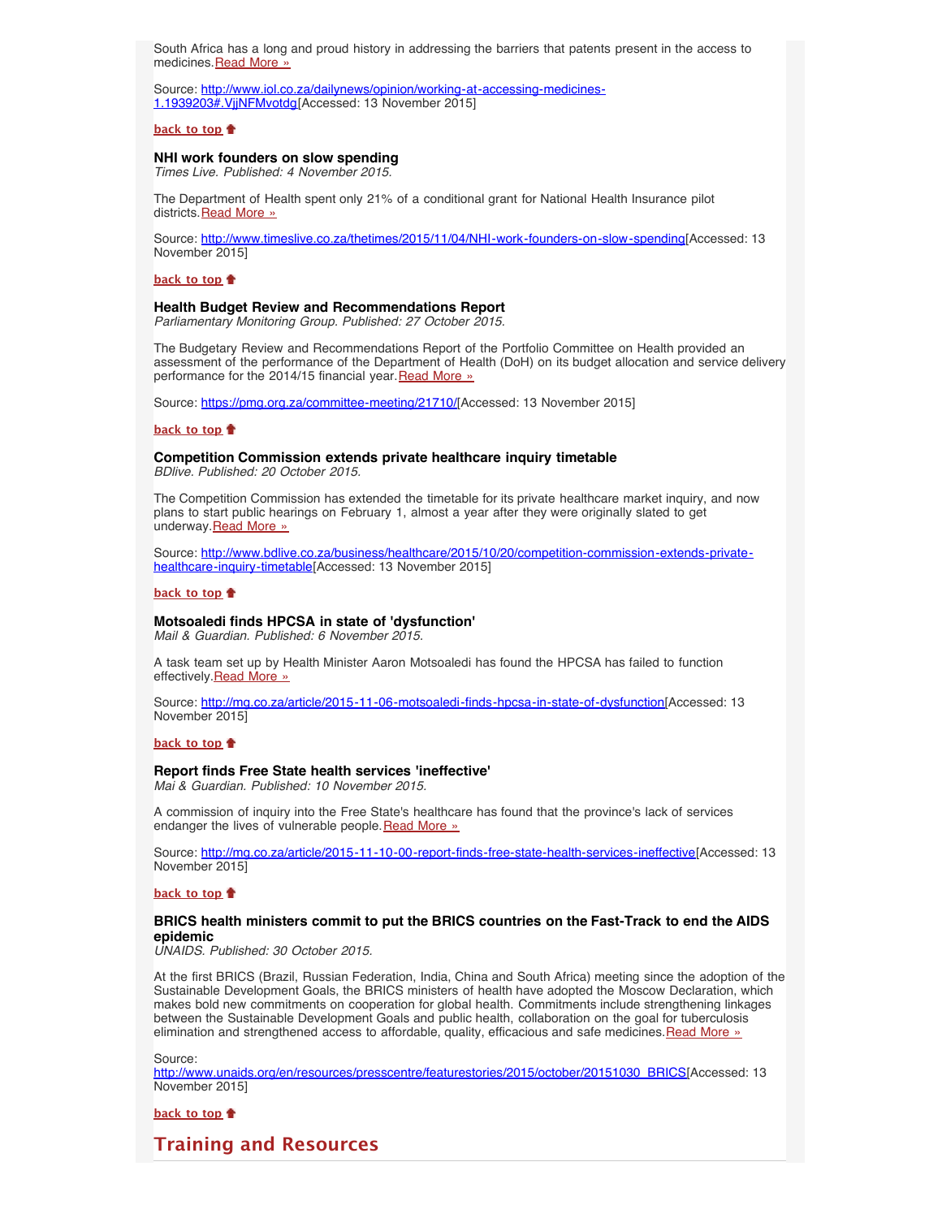South Africa has a long and proud history in addressing the barriers that patents present in the access to medicines. [Read More »](http://www.iol.co.za/dailynews/opinion/working-at-accessing-medicines-1.1939203#.VjjNFMvotdg)

Source: [http://www.iol.co.za/dailynews/opinion/working-at-accessing-medicines-1.1939203#.VjjNFMvotdg](http://www.iol.co.za/dailynews/opinion/working-at-accessing-medicines-1.1939203#.VjjNFMvotdg)[Accessed: 13 November 2015]

**back to top**

### NHI work founders on slow spending

*Times Live. Published: 4 November 2015.*

The Department of Health spent only 21% of a conditional grant for National Health Insurance pilot districts. [Read More »](http://www.timeslive.co.za/thetimes/2015/11/04/NHI-work-founders-on-slow-spending)

Source: [http://www.timeslive.co.za/thetimes/2015/11/04/NHI-work-founders-on-slow-spending](http://www.timeslive.co.za/thetimes/2015/11/04/NHI-work-founders-on-slow-spending)[Accessed: 13 November 2015]

**back to top**

### Health Budget Review and Recommendations Report

*Parliamentary Monitoring Group. Published: 27 October 2015.*

The Budgetary Review and Recommendations Report of the Portfolio Committee on Health provided an assessment of the performance of the Department of Health (DoH) on its budget allocation and service delivery performance for the 2014/15 financial year. [Read More »](https://pmg.org.za/committee-meeting/21710/)

Source: [https://pmg.org.za/committee-meeting/21710/](https://pmg.org.za/committee-meeting/21710/)[Accessed: 13 November 2015]

**back to top**

### Competition Commission extends private healthcare inquiry timetable

*BDlive. Published: 20 October 2015.*

The Competition Commission has extended the timetable for its private healthcare market inquiry, and now plans to start public hearings on February 1, almost a year after they were originally slated to get underway. [Read More »](http://www.bdlive.co.za/business/healthcare/2015/10/20/competition-commission-extends-private-healthcare-inquiry-timetable)

Source: [http://www.bdlive.co.za/business/healthcare/2015/10/20/competition-commission-extends-private-healthcare-inquiry-timetable](http://www.bdlive.co.za/business/healthcare/2015/10/20/competition-commission-extends-private-healthcare-inquiry-timetable)[Accessed: 13 November 2015]

**back to top**

### Motsoaledi finds HPCSA in state of 'dysfunction'

*Mail & Guardian. Published: 6 November 2015.*

A task team set up by Health Minister Aaron Motsoaledi has found the HPCSA has failed to function effectively. [Read More »](http://mg.co.za/article/2015-11-06-motsoaledi-finds-hpcsa-in-state-of-dysfunction)

Source: [http://mg.co.za/article/2015-11-06-motsoaledi-finds-hpcsa-in-state-of-dysfunction](http://mg.co.za/article/2015-11-06-motsoaledi-finds-hpcsa-in-state-of-dysfunction)[Accessed: 13 November 2015]

**back to top**

### Report finds Free State health services 'ineffective'

*Mai & Guardian. Published: 10 November 2015.*

A commission of inquiry into the Free State's healthcare has found that the province's lack of services endanger the lives of vulnerable people. [Read More »](http://mg.co.za/article/2015-11-10-00-report-finds-free-state-health-services-ineffective)

Source: [http://mg.co.za/article/2015-11-10-00-report-finds-free-state-health-services-ineffective](http://mg.co.za/article/2015-11-10-00-report-finds-free-state-health-services-ineffective)[Accessed: 13 November 2015]

**back to top**

### BRICS health ministers commit to put the BRICS countries on the Fast-Track to end the AIDS epidemic

*UNAIDS. Published: 30 October 2015.*

At the first BRICS (Brazil, Russian Federation, India, China and South Africa) meeting since the adoption of the Sustainable Development Goals, the BRICS ministers of health have adopted the Moscow Declaration, which makes bold new commitments on cooperation for global health. Commitments include strengthening linkages between the Sustainable Development Goals and public health, collaboration on the goal for tuberculosis elimination and strengthened access to affordable, quality, efficacious and safe medicines. [Read More »](http://www.unaids.org/en/resources/presscentre/featurestories/2015/october/20151030_BRICS)

Source: [http://www.unaids.org/en/resources/presscentre/featurestories/2015/october/20151030_BRICS](http://www.unaids.org/en/resources/presscentre/featurestories/2015/october/20151030_BRICS)[Accessed: 13 November 2015]

**back to top**

## Training and Resources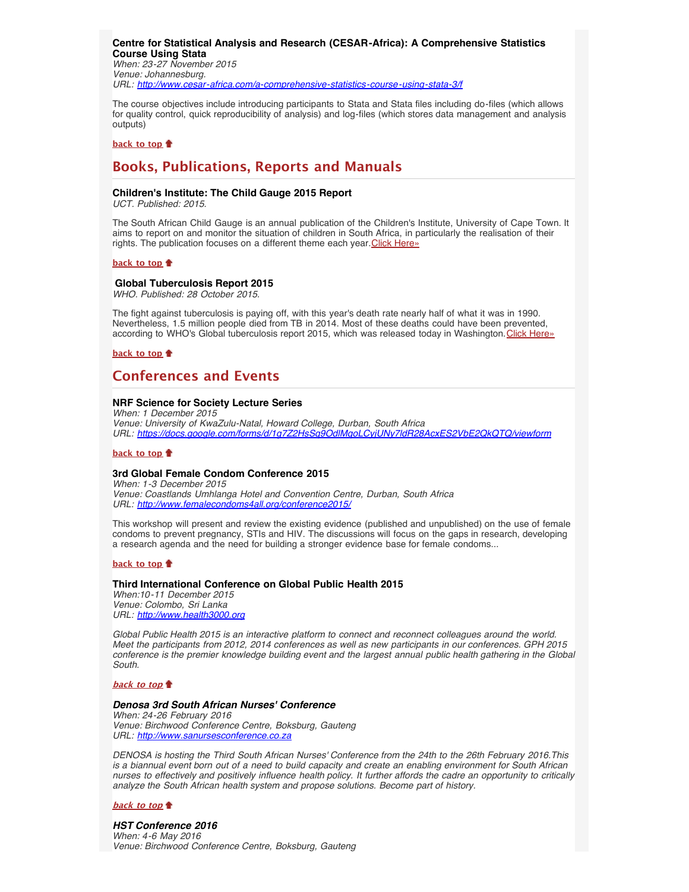**Centre for Statistical Analysis and Research (CESAR-Africa): A Comprehensive Statistics Course Using Stata**
*When: 23-27 November 2015*
*Venue: Johannesburg.*
*URL: http://www.cesar-africa.com/a-comprehensive-statistics-course-using-stata-3/f*

The course objectives include introducing participants to Stata and Stata files including do-files (which allows for quality control, quick reproducibility of analysis) and log-files (which stores data management and analysis outputs)

**back to top**

## Books, Publications, Reports and Manuals

**Children's Institute: The Child Gauge 2015 Report**
*UCT. Published: 2015.*

The South African Child Gauge is an annual publication of the Children's Institute, University of Cape Town. It aims to report on and monitor the situation of children in South Africa, in particularly the realisation of their rights. The publication focuses on a different theme each year. Click Here»

**back to top**

**Global Tuberculosis Report 2015**
*WHO. Published: 28 October 2015.*

The fight against tuberculosis is paying off, with this year's death rate nearly half of what it was in 1990. Nevertheless, 1.5 million people died from TB in 2014. Most of these deaths could have been prevented, according to WHO's Global tuberculosis report 2015, which was released today in Washington. Click Here»

**back to top**

## Conferences and Events

**NRF Science for Society Lecture Series**
*When: 1 December 2015*
*Venue: University of KwaZulu-Natal, Howard College, Durban, South Africa*
*URL: https://docs.google.com/forms/d/1g7Z2HsSg9OdlMgoLCyjUNy7ldR28AcxES2VbE2QkQTQ/viewform*

**back to top**

**3rd Global Female Condom Conference 2015**
*When: 1-3 December 2015*
*Venue: Coastlands Umhlanga Hotel and Convention Centre, Durban, South Africa*
*URL: http://www.femalecondoms4all.org/conference2015/*

This workshop will present and review the existing evidence (published and unpublished) on the use of female condoms to prevent pregnancy, STIs and HIV. The discussions will focus on the gaps in research, developing a research agenda and the need for building a stronger evidence base for female condoms...

**back to top**

**Third International Conference on Global Public Health 2015**
*When:10-11 December 2015*
*Venue: Colombo, Sri Lanka*
*URL: http://www.health3000.org*

*Global Public Health 2015 is an interactive platform to connect and reconnect colleagues around the world. Meet the participants from 2012, 2014 conferences as well as new participants in our conferences. GPH 2015 conference is the premier knowledge building event and the largest annual public health gathering in the Global South.*

***back to top***

***Denosa 3rd South African Nurses' Conference***
*When: 24-26 February 2016*
*Venue: Birchwood Conference Centre, Boksburg, Gauteng*
*URL: http://www.sanursesconference.co.za*

*DENOSA is hosting the Third South African Nurses' Conference from the 24th to the 26th February 2016.This is a biannual event born out of a need to build capacity and create an enabling environment for South African nurses to effectively and positively influence health policy. It further affords the cadre an opportunity to critically analyze the South African health system and propose solutions. Become part of history.*

***back to top***

***HST Conference 2016***
*When: 4-6 May 2016*
*Venue: Birchwood Conference Centre, Boksburg, Gauteng*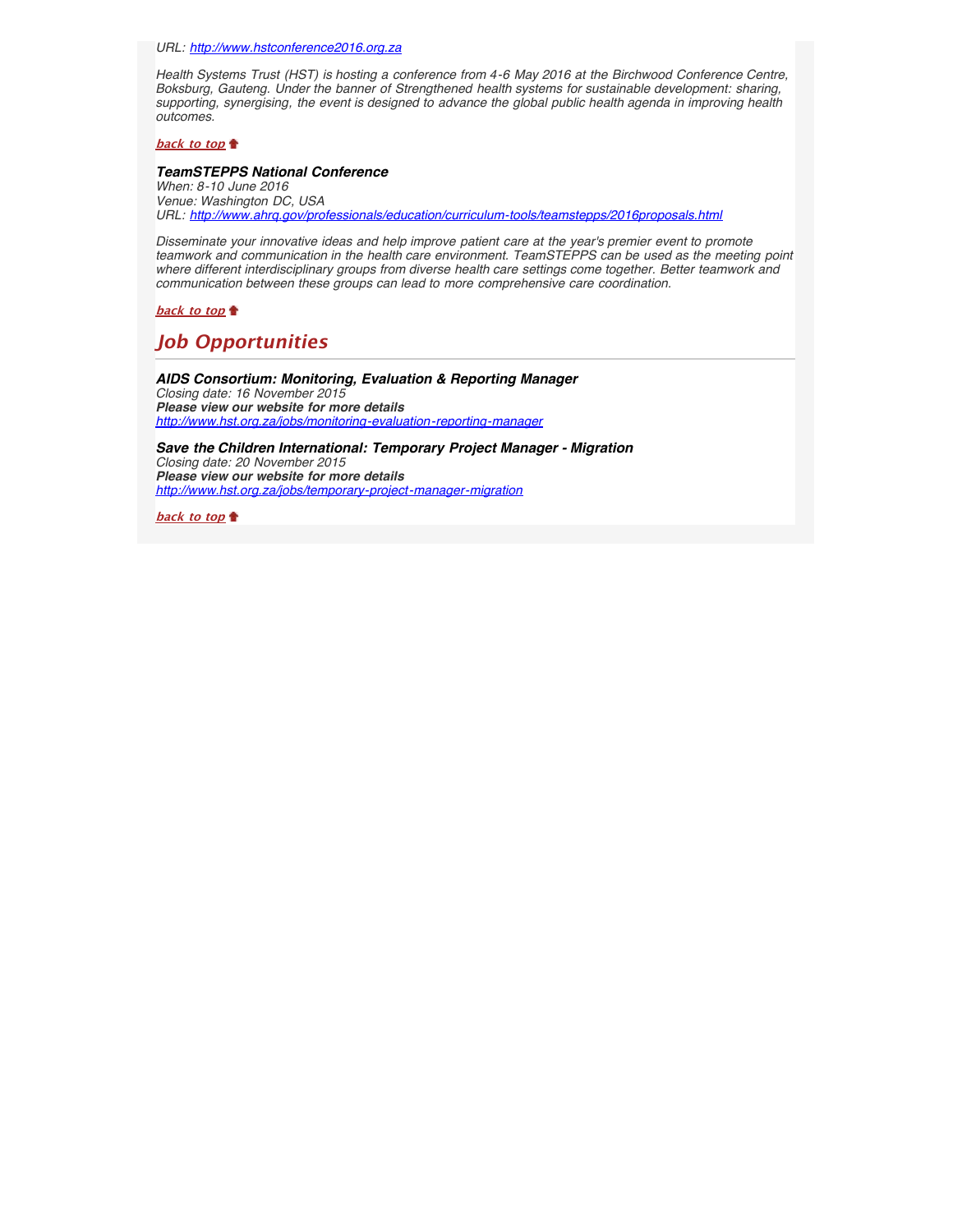*URL: [http://www.hstconference2016.org.za](http://www.hstconference2016.org.za)*

*Health Systems Trust (HST) is hosting a conference from 4-6 May 2016 at the Birchwood Conference Centre, Boksburg, Gauteng. Under the banner of Strengthened health systems for sustainable development: sharing, supporting, synergising, the event is designed to advance the global public health agenda in improving health outcomes.*

***back to top***

***TeamSTEPPS National Conference***
*When: 8-10 June 2016*
*Venue: Washington DC, USA*
*URL: [http://www.ahrq.gov/professionals/education/curriculum-tools/teamstepps/2016proposals.html](http://www.ahrq.gov/professionals/education/curriculum-tools/teamstepps/2016proposals.html)*

*Disseminate your innovative ideas and help improve patient care at the year's premier event to promote teamwork and communication in the health care environment. TeamSTEPPS can be used as the meeting point where different interdisciplinary groups from diverse health care settings come together. Better teamwork and communication between these groups can lead to more comprehensive care coordination.*

***back to top***

## *Job Opportunities*

***AIDS Consortium: Monitoring, Evaluation & Reporting Manager***
*Closing date: 16 November 2015*
***Please view our website for more details***
*[http://www.hst.org.za/jobs/monitoring-evaluation-reporting-manager](http://www.hst.org.za/jobs/monitoring-evaluation-reporting-manager)*

***Save the Children International: Temporary Project Manager - Migration***
*Closing date: 20 November 2015*
***Please view our website for more details***
*[http://www.hst.org.za/jobs/temporary-project-manager-migration](http://www.hst.org.za/jobs/temporary-project-manager-migration)*

***back to top***